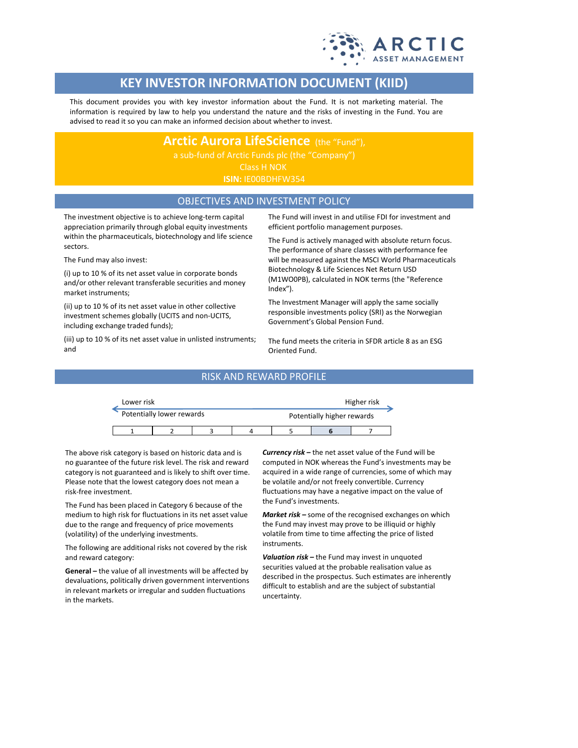# KEY INVESTOR INFORMATION DOCUMENT (KIID)

This document provides you with key investor information about the Fund. It is not marketing material. The information is required by law to help you understand the nature and the risks of investing in the Fund. You are advised to read it so you can make an informed decision about whether to invest.

**Arctic Aurora LifeScience** (the "Fund"),
a sub-fund of Arctic Funds plc (the "Company")
Class H NOK
**ISIN:** IE00BDHFW354

## OBJECTIVES AND INVESTMENT POLICY

The investment objective is to achieve long-term capital appreciation primarily through global equity investments within the pharmaceuticals, biotechnology and life science sectors.

The Fund may also invest:

(i) up to 10 % of its net asset value in corporate bonds and/or other relevant transferable securities and money market instruments;

(ii) up to 10 % of its net asset value in other collective investment schemes globally (UCITS and non-UCITS, including exchange traded funds);

(iii) up to 10 % of its net asset value in unlisted instruments; and

The Fund will invest in and utilise FDI for investment and efficient portfolio management purposes.

The Fund is actively managed with absolute return focus. The performance of share classes with performance fee will be measured against the MSCI World Pharmaceuticals Biotechnology & Life Sciences Net Return USD (M1WO0PB), calculated in NOK terms (the "Reference Index").

The Investment Manager will apply the same socially responsible investments policy (SRI) as the Norwegian Government's Global Pension Fund.

The fund meets the criteria in SFDR article 8 as an ESG Oriented Fund.

## RISK AND REWARD PROFILE

Lower risk — Higher risk
Potentially lower rewards — Potentially higher rewards

| 1 | 2 | 3 | 4 | 5 | **6** | 7 |
|---|---|---|---|---|---|---|

The above risk category is based on historic data and is no guarantee of the future risk level. The risk and reward category is not guaranteed and is likely to shift over time. Please note that the lowest category does not mean a risk-free investment.

The Fund has been placed in Category 6 because of the medium to high risk for fluctuations in its net asset value due to the range and frequency of price movements (volatility) of the underlying investments.

The following are additional risks not covered by the risk and reward category:

**General –** the value of all investments will be affected by devaluations, politically driven government interventions in relevant markets or irregular and sudden fluctuations in the markets.

***Currency risk –*** the net asset value of the Fund will be computed in NOK whereas the Fund's investments may be acquired in a wide range of currencies, some of which may be volatile and/or not freely convertible. Currency fluctuations may have a negative impact on the value of the Fund's investments.

***Market risk –*** some of the recognised exchanges on which the Fund may invest may prove to be illiquid or highly volatile from time to time affecting the price of listed instruments.

***Valuation risk –*** the Fund may invest in unquoted securities valued at the probable realisation value as described in the prospectus. Such estimates are inherently difficult to establish and are the subject of substantial uncertainty.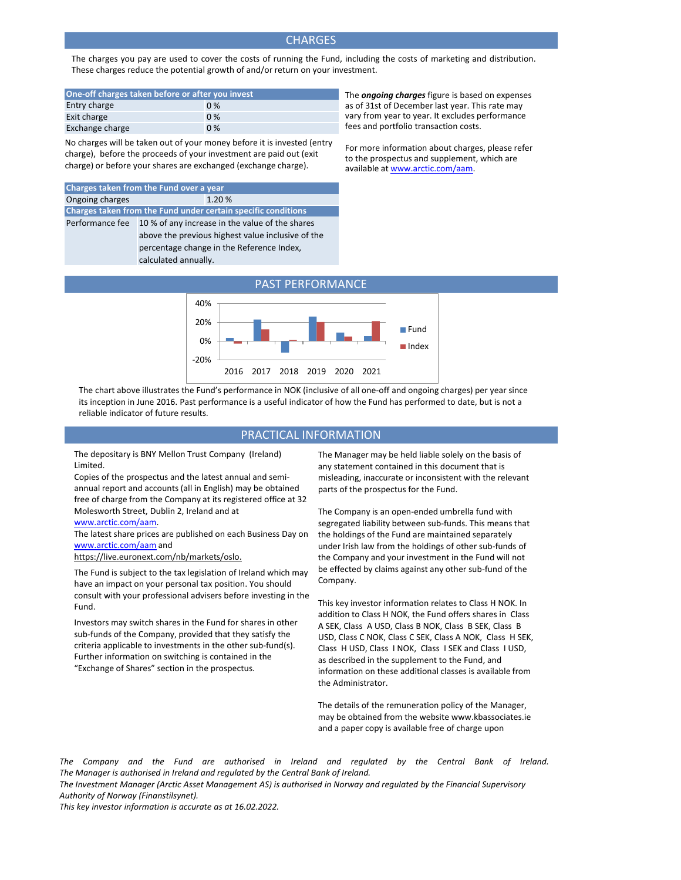## CHARGES

The charges you pay are used to cover the costs of running the Fund, including the costs of marketing and distribution. These charges reduce the potential growth of and/or return on your investment.

| One-off charges taken before or after you invest | |
|---|---|
| Entry charge | 0 % |
| Exit charge | 0 % |
| Exchange charge | 0 % |

No charges will be taken out of your money before it is invested (entry charge), before the proceeds of your investment are paid out (exit charge) or before your shares are exchanged (exchange charge).

| Charges taken from the Fund over a year | |
|---|---|
| Ongoing charges | 1.20 % |
| **Charges taken from the Fund under certain specific conditions** | |
| Performance fee | 10 % of any increase in the value of the shares above the previous highest value inclusive of the percentage change in the Reference Index, calculated annually. |

The ***ongoing charges*** figure is based on expenses as of 31st of December last year. This rate may vary from year to year. It excludes performance fees and portfolio transaction costs.

For more information about charges, please refer to the prospectus and supplement, which are available at www.arctic.com/aam.

## PAST PERFORMANCE

40%
20%
0%
-20%
2016 2017 2018 2019 2020 2021
Fund
Index

The chart above illustrates the Fund's performance in NOK (inclusive of all one-off and ongoing charges) per year since its inception in June 2016. Past performance is a useful indicator of how the Fund has performed to date, but is not a reliable indicator of future results.

## PRACTICAL INFORMATION

The depositary is BNY Mellon Trust Company (Ireland) Limited.
Copies of the prospectus and the latest annual and semi-annual report and accounts (all in English) may be obtained free of charge from the Company at its registered office at 32 Molesworth Street, Dublin 2, Ireland and at www.arctic.com/aam.
The latest share prices are published on each Business Day on www.arctic.com/aam and https://live.euronext.com/nb/markets/oslo.

The Fund is subject to the tax legislation of Ireland which may have an impact on your personal tax position. You should consult with your professional advisers before investing in the Fund.

Investors may switch shares in the Fund for shares in other sub-funds of the Company, provided that they satisfy the criteria applicable to investments in the other sub-fund(s). Further information on switching is contained in the "Exchange of Shares" section in the prospectus.

The Manager may be held liable solely on the basis of any statement contained in this document that is misleading, inaccurate or inconsistent with the relevant parts of the prospectus for the Fund.

The Company is an open-ended umbrella fund with segregated liability between sub-funds. This means that the holdings of the Fund are maintained separately under Irish law from the holdings of other sub-funds of the Company and your investment in the Fund will not be effected by claims against any other sub-fund of the Company.

This key investor information relates to Class H NOK. In addition to Class H NOK, the Fund offers shares in Class A SEK, Class A USD, Class B NOK, Class B SEK, Class B USD, Class C NOK, Class C SEK, Class A NOK, Class H SEK, Class H USD, Class I NOK, Class I SEK and Class I USD, as described in the supplement to the Fund, and information on these additional classes is available from the Administrator.

The details of the remuneration policy of the Manager, may be obtained from the website www.kbassociates.ie and a paper copy is available free of charge upon

*The Company and the Fund are authorised in Ireland and regulated by the Central Bank of Ireland.*
*The Manager is authorised in Ireland and regulated by the Central Bank of Ireland.*
*The Investment Manager (Arctic Asset Management AS) is authorised in Norway and regulated by the Financial Supervisory Authority of Norway (Finanstilsynet).*
*This key investor information is accurate as at 16.02.2022.*